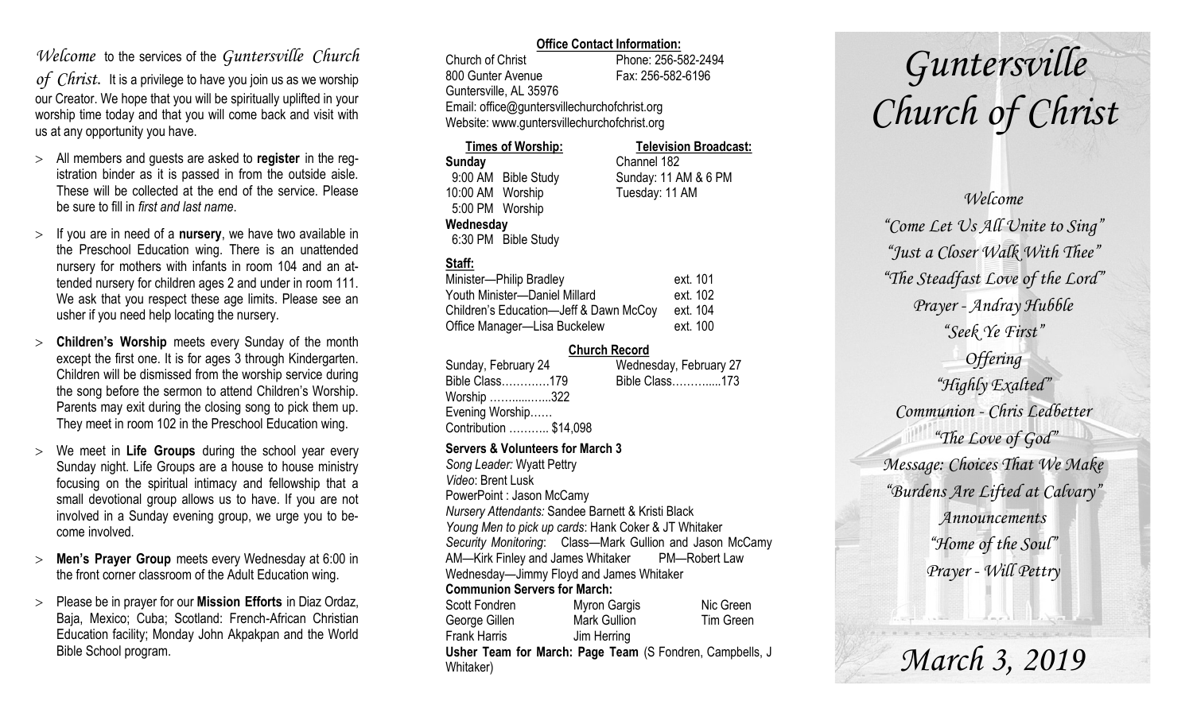*Welcome* to the services of the *Guntersville Church of Christ.* It is a privilege to have you join us as we worship our Creator. We hope that you will be spiritually uplifted in your worship time today and that you will come back and visit with us at any opportunity you have.

- All members and guests are asked to **register** in the registration binder as it is passed in from the outside aisle. These will be collected at the end of the service. Please be sure to fill in *first and last name*.
- If you are in need of a **nursery**, we have two available in the Preschool Education wing. There is an unattended nursery for mothers with infants in room 104 and an attended nursery for children ages 2 and under in room 111. We ask that you respect these age limits. Please see an usher if you need help locating the nursery.
- **Children's Worship** meets every Sunday of the month except the first one. It is for ages 3 through Kindergarten. Children will be dismissed from the worship service during the song before the sermon to attend Children's Worship. Parents may exit during the closing song to pick them up. They meet in room 102 in the Preschool Education wing.
- We meet in **Life Groups** during the school year every Sunday night. Life Groups are a house to house ministry focusing on the spiritual intimacy and fellowship that a small devotional group allows us to have. If you are not involved in a Sunday evening group, we urge you to become involved.
- **Men's Prayer Group** meets every Wednesday at 6:00 in the front corner classroom of the Adult Education wing.
- Please be in prayer for our **Mission Efforts** in Diaz Ordaz, Baja, Mexico; Cuba; Scotland: French-African Christian Education facility; Monday John Akpakpan and the World Bible School program.

**Office Contact Information:**

Church of Christ — Phone: 256-582-2494
800 Gunter Avenue — Fax: 256-582-6196
Guntersville, AL 35976
Email: office@guntersvillechurchofchrist.org
Website: www.guntersvillechurchofchrist.org

**Times of Worship:**

**Sunday**
9:00 AM Bible Study
10:00 AM Worship
5:00 PM Worship
**Wednesday**
6:30 PM Bible Study

**Television Broadcast:**

Channel 182
Sunday: 11 AM & 6 PM
Tuesday: 11 AM

**Staff:**

| | |
|---|---|
| Minister—Philip Bradley | ext. 101 |
| Youth Minister—Daniel Millard | ext. 102 |
| Children's Education—Jeff & Dawn McCoy | ext. 104 |
| Office Manager—Lisa Buckelew | ext. 100 |

**Church Record**

| Sunday, February 24 | Wednesday, February 27 |
|---|---|
| Bible Class…………179 | Bible Class………....173 |
| Worship ……......…..322 | |
| Evening Worship…… | |
| Contribution ……….. $14,098 | |

**Servers & Volunteers for March 3**

*Song Leader:* Wyatt Pettry
*Video*: Brent Lusk
PowerPoint : Jason McCamy
*Nursery Attendants:* Sandee Barnett & Kristi Black
*Young Men to pick up cards*: Hank Coker & JT Whitaker
*Security Monitoring*: Class—Mark Gullion and Jason McCamy
AM—Kirk Finley and James Whitaker PM—Robert Law
Wednesday—Jimmy Floyd and James Whitaker

**Communion Servers for March:**

| | | |
|---|---|---|
| Scott Fondren | Myron Gargis | Nic Green |
| George Gillen | Mark Gullion | Tim Green |
| Frank Harris | Jim Herring | |

**Usher Team for March: Page Team** (S Fondren, Campbells, J Whitaker)

# *Guntersville Church of Christ*

*Welcome*
*"Come Let Us All Unite to Sing"*
*"Just a Closer Walk With Thee"*
*"The Steadfast Love of the Lord"*
*Prayer - Andray Hubble*
*"Seek Ye First"*
*Offering*
*"Highly Exalted"*
*Communion - Chris Ledbetter*
*"The Love of God"*
*Message: Choices That We Make*
*"Burdens Are Lifted at Calvary"*
*Announcements*
*"Home of the Soul"*
*Prayer - Will Pettry*

## *March 3, 2019*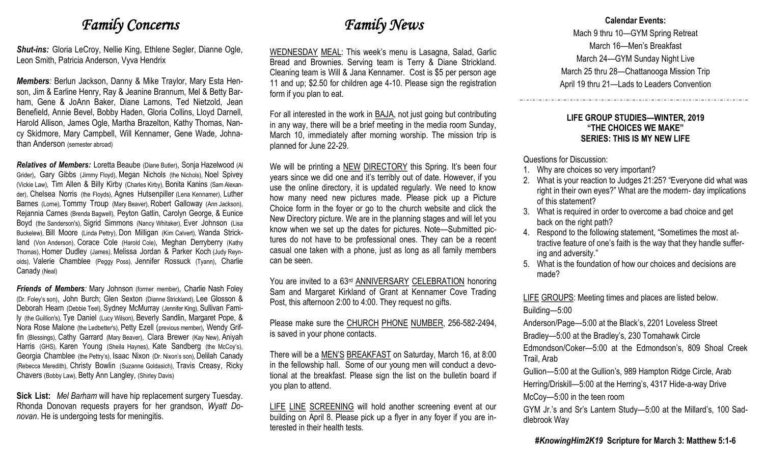# Family Concerns

***Shut-ins:*** Gloria LeCroy, Nellie King, Ethlene Segler, Dianne Ogle, Leon Smith, Patricia Anderson, Vyva Hendrix

***Members:*** Berlun Jackson, Danny & Mike Traylor, Mary Esta Henson, Jim & Earline Henry, Ray & Jeanine Brannum, Mel & Betty Barham, Gene & JoAnn Baker, Diane Lamons, Ted Nietzold, Jean Benefield, Annie Bevel, Bobby Haden, Gloria Collins, Lloyd Darnell, Harold Allison, James Ogle, Martha Brazelton, Kathy Thomas, Nancy Skidmore, Mary Campbell, Will Kennamer, Gene Wade, Johnathan Anderson (semester abroad)

***Relatives of Members:*** Loretta Beaube (Diane Butler), Sonja Hazelwood (Al Grider), Gary Gibbs (Jimmy Floyd), Megan Nichols (the Nichols), Noel Spivey (Vickie Law), Tim Allen & Billy Kirby (Charles Kirby), Bonita Kanins (Sam Alexander), Chelsea Norris (the Floyds), Agnes Hutsenpiller (Lena Kennamer), Luther Barnes (Lorne), Tommy Troup (Mary Beaver), Robert Galloway (Ann Jackson), Rejannia Carnes (Brenda Bagwell), Peyton Gatlin, Carolyn George, & Eunice Boyd (the Sanderson's), Sigrid Simmons (Nancy Whitaker), Ever Johnson (Lisa Buckelew), Bill Moore (Linda Pettry), Don Milligan (Kim Calvert), Wanda Strickland (Von Anderson), Corace Cole (Harold Cole), Meghan Derryberry (Kathy Thomas), Homer Dudley (James), Melissa Jordan & Parker Koch (Judy Reynolds), Valerie Chamblee (Peggy Poss), Jennifer Rossuck (Tyann), Charlie Canady (Neal)

***Friends of Members:*** Mary Johnson (former member), Charlie Nash Foley (Dr. Foley's son), John Burch; Glen Sexton (Dianne Strickland), Lee Glosson & Deborah Hearn (Debbie Teel), Sydney McMurray (Jennifer King), Sullivan Family (the Guillion's), Tye Daniel (Lucy Wilson), Beverly Sandlin, Margaret Pope, & Nora Rose Malone (the Ledbetter's), Petty Ezell (previous member), Wendy Griffin (Blessings), Cathy Garrard (Mary Beaver), Clara Brewer (Kay New), Aniyah Harris (GHS), Karen Young (Sheila Haynes), Kate Sandberg (the McCoy's), Georgia Chamblee (the Pettry's), Isaac Nixon (Dr. Nixon's son), Delilah Canady (Rebecca Meredith), Christy Bowlin (Suzanne Goldasich), Travis Creasy, Ricky Chavers (Bobby Law), Betty Ann Langley, (Shirley Davis)

**Sick List:** *Mel Barham* will have hip replacement surgery Tuesday. Rhonda Donovan requests prayers for her grandson, *Wyatt Donovan*. He is undergoing tests for meningitis.

# Family News

WEDNESDAY MEAL: This week's menu is Lasagna, Salad, Garlic Bread and Brownies. Serving team is Terry & Diane Strickland. Cleaning team is Will & Jana Kennamer. Cost is $5 per person age 11 and up; $2.50 for children age 4-10. Please sign the registration form if you plan to eat.

For all interested in the work in BAJA, not just going but contributing in any way, there will be a brief meeting in the media room Sunday, March 10, immediately after morning worship. The mission trip is planned for June 22-29.

We will be printing a NEW DIRECTORY this Spring. It's been four years since we did one and it's terribly out of date. However, if you use the online directory, it is updated regularly. We need to know how many need new pictures made. Please pick up a Picture Choice form in the foyer or go to the church website and click the New Directory picture. We are in the planning stages and will let you know when we set up the dates for pictures. Note—Submitted pictures do not have to be professional ones. They can be a recent casual one taken with a phone, just as long as all family members can be seen.

You are invited to a 63rd ANNIVERSARY CELEBRATION honoring Sam and Margaret Kirkland of Grant at Kennamer Cove Trading Post, this afternoon 2:00 to 4:00. They request no gifts.

Please make sure the CHURCH PHONE NUMBER, 256-582-2494, is saved in your phone contacts.

There will be a MEN'S BREAKFAST on Saturday, March 16, at 8:00 in the fellowship hall. Some of our young men will conduct a devotional at the breakfast. Please sign the list on the bulletin board if you plan to attend.

LIFE LINE SCREENING will hold another screening event at our building on April 8. Please pick up a flyer in any foyer if you are interested in their health tests.

**Calendar Events:**

Mach 9 thru 10—GYM Spring Retreat
March 16—Men's Breakfast
March 24—GYM Sunday Night Live
March 25 thru 28—Chattanooga Mission Trip
April 19 thru 21—Lads to Leaders Convention

**LIFE GROUP STUDIES—WINTER, 2019**
**"THE CHOICES WE MAKE"**
**SERIES: THIS IS MY NEW LIFE**

Questions for Discussion:

1. Why are choices so very important?
2. What is your reaction to Judges 21:25? "Everyone did what was right in their own eyes?" What are the modern- day implications of this statement?
3. What is required in order to overcome a bad choice and get back on the right path?
4. Respond to the following statement, "Sometimes the most attractive feature of one's faith is the way that they handle suffering and adversity."
5. What is the foundation of how our choices and decisions are made?

LIFE GROUPS: Meeting times and places are listed below.

Building—5:00
Anderson/Page—5:00 at the Black's, 2201 Loveless Street
Bradley—5:00 at the Bradley's, 230 Tomahawk Circle
Edmondson/Coker—5:00 at the Edmondson's, 809 Shoal Creek Trail, Arab
Gullion—5:00 at the Gullion's, 989 Hampton Ridge Circle, Arab
Herring/Driskill—5:00 at the Herring's, 4317 Hide-a-way Drive
McCoy—5:00 in the teen room
GYM Jr.'s and Sr's Lantern Study—5:00 at the Millard's, 100 Saddlebrook Way

***#KnowingHim2K19* Scripture for March 3: Matthew 5:1-6**